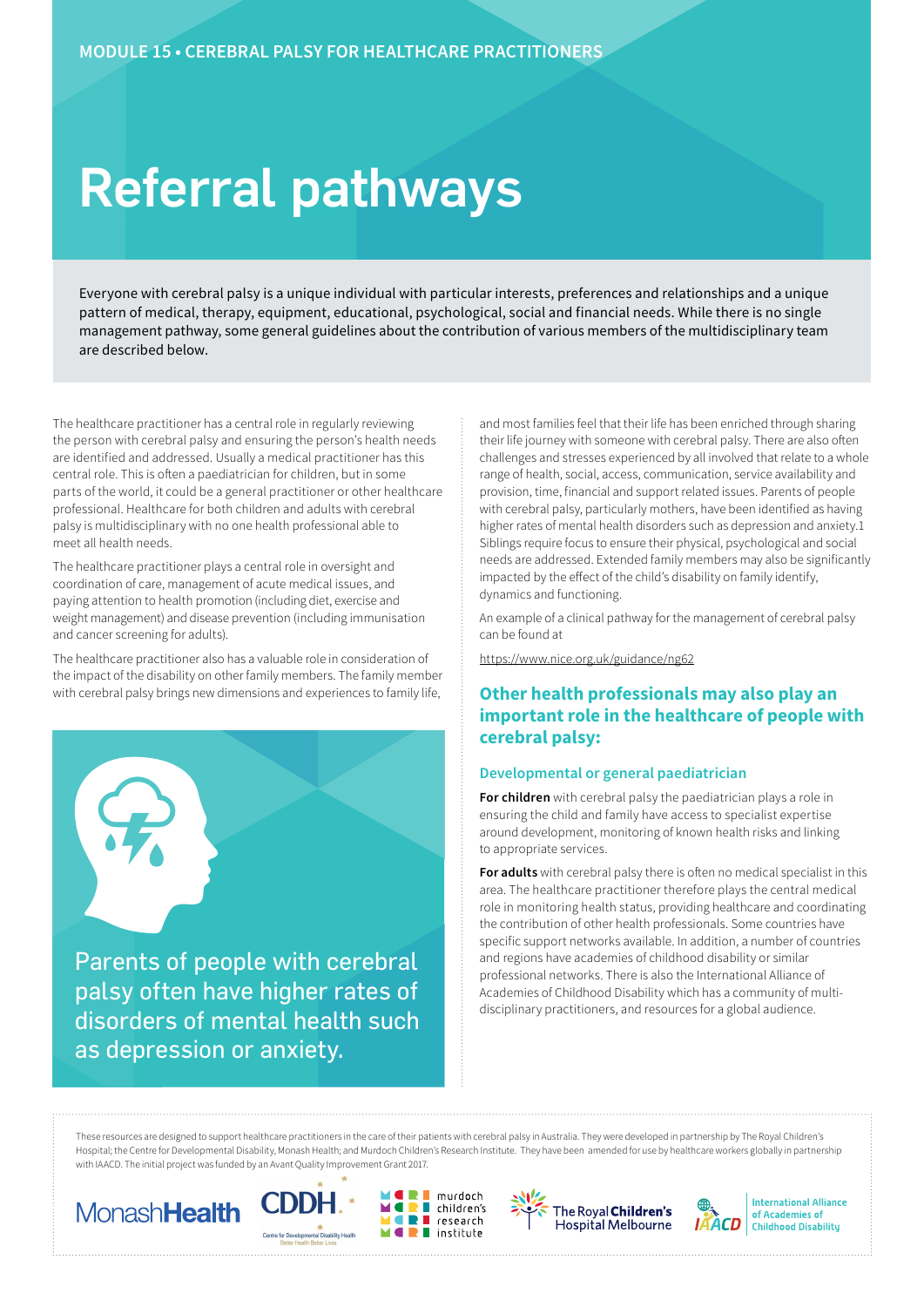MODULE 15 • CEREBRAL PALSY FOR HEALTHCARE PRACTITIONERS

# Referral pathways

Everyone with cerebral palsy is a unique individual with particular interests, preferences and relationships and a unique pattern of medical, therapy, equipment, educational, psychological, social and financial needs. While there is no single management pathway, some general guidelines about the contribution of various members of the multidisciplinary team are described below.

The healthcare practitioner has a central role in regularly reviewing the person with cerebral palsy and ensuring the person's health needs are identified and addressed. Usually a medical practitioner has this central role. This is often a paediatrician for children, but in some parts of the world, it could be a general practitioner or other healthcare professional. Healthcare for both children and adults with cerebral palsy is multidisciplinary with no one health professional able to meet all health needs.

The healthcare practitioner plays a central role in oversight and coordination of care, management of acute medical issues, and paying attention to health promotion (including diet, exercise and weight management) and disease prevention (including immunisation and cancer screening for adults).

The healthcare practitioner also has a valuable role in consideration of the impact of the disability on other family members. The family member with cerebral palsy brings new dimensions and experiences to family life, and most families feel that their life has been enriched through sharing their life journey with someone with cerebral palsy. There are also often challenges and stresses experienced by all involved that relate to a whole range of health, social, access, communication, service availability and provision, time, financial and support related issues. Parents of people with cerebral palsy, particularly mothers, have been identified as having higher rates of mental health disorders such as depression and anxiety.1 Siblings require focus to ensure their physical, psychological and social needs are addressed. Extended family members may also be significantly impacted by the effect of the child's disability on family identify, dynamics and functioning.

An example of a clinical pathway for the management of cerebral palsy can be found at

https://www.nice.org.uk/guidance/ng62

> Parents of people with cerebral palsy often have higher rates of disorders of mental health such as depression or anxiety.

## Other health professionals may also play an important role in the healthcare of people with cerebral palsy:

### Developmental or general paediatrician

**For children** with cerebral palsy the paediatrician plays a role in ensuring the child and family have access to specialist expertise around development, monitoring of known health risks and linking to appropriate services.

**For adults** with cerebral palsy there is often no medical specialist in this area. The healthcare practitioner therefore plays the central medical role in monitoring health status, providing healthcare and coordinating the contribution of other health professionals. Some countries have specific support networks available. In addition, a number of countries and regions have academies of childhood disability or similar professional networks. There is also the International Alliance of Academies of Childhood Disability which has a community of multi-disciplinary practitioners, and resources for a global audience.

These resources are designed to support healthcare practitioners in the care of their patients with cerebral palsy in Australia. They were developed in partnership by The Royal Children's Hospital; the Centre for Developmental Disability, Monash Health; and Murdoch Children's Research Institute. They have been amended for use by healthcare workers globally in partnership with IAACD. The initial project was funded by an Avant Quality Improvement Grant 2017.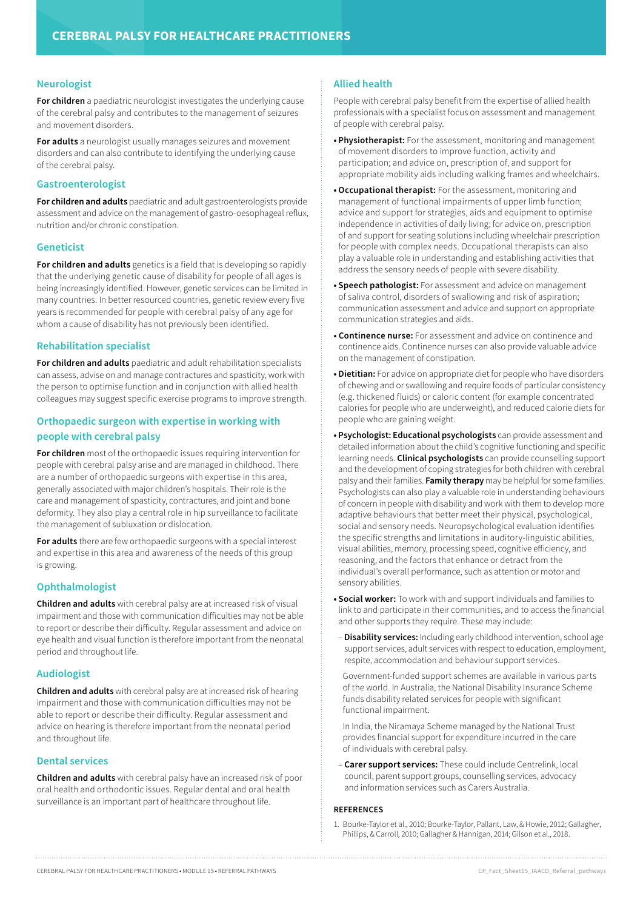## Neurologist

**For children** a paediatric neurologist investigates the underlying cause of the cerebral palsy and contributes to the management of seizures and movement disorders.

**For adults** a neurologist usually manages seizures and movement disorders and can also contribute to identifying the underlying cause of the cerebral palsy.

## Gastroenterologist

**For children and adults** paediatric and adult gastroenterologists provide assessment and advice on the management of gastro-oesophageal reflux, nutrition and/or chronic constipation.

## Geneticist

**For children and adults** genetics is a field that is developing so rapidly that the underlying genetic cause of disability for people of all ages is being increasingly identified. However, genetic services can be limited in many countries. In better resourced countries, genetic review every five years is recommended for people with cerebral palsy of any age for whom a cause of disability has not previously been identified.

## Rehabilitation specialist

**For children and adults** paediatric and adult rehabilitation specialists can assess, advise on and manage contractures and spasticity, work with the person to optimise function and in conjunction with allied health colleagues may suggest specific exercise programs to improve strength.

## Orthopaedic surgeon with expertise in working with people with cerebral palsy

**For children** most of the orthopaedic issues requiring intervention for people with cerebral palsy arise and are managed in childhood. There are a number of orthopaedic surgeons with expertise in this area, generally associated with major children's hospitals. Their role is the care and management of spasticity, contractures, and joint and bone deformity. They also play a central role in hip surveillance to facilitate the management of subluxation or dislocation.

**For adults** there are few orthopaedic surgeons with a special interest and expertise in this area and awareness of the needs of this group is growing.

## Ophthalmologist

**Children and adults** with cerebral palsy are at increased risk of visual impairment and those with communication difficulties may not be able to report or describe their difficulty. Regular assessment and advice on eye health and visual function is therefore important from the neonatal period and throughout life.

## Audiologist

**Children and adults** with cerebral palsy are at increased risk of hearing impairment and those with communication difficulties may not be able to report or describe their difficulty. Regular assessment and advice on hearing is therefore important from the neonatal period and throughout life.

## Dental services

**Children and adults** with cerebral palsy have an increased risk of poor oral health and orthodontic issues. Regular dental and oral health surveillance is an important part of healthcare throughout life.

## Allied health

People with cerebral palsy benefit from the expertise of allied health professionals with a specialist focus on assessment and management of people with cerebral palsy.

- **Physiotherapist:** For the assessment, monitoring and management of movement disorders to improve function, activity and participation; and advice on, prescription of, and support for appropriate mobility aids including walking frames and wheelchairs.
- **Occupational therapist:** For the assessment, monitoring and management of functional impairments of upper limb function; advice and support for strategies, aids and equipment to optimise independence in activities of daily living; for advice on, prescription of and support for seating solutions including wheelchair prescription for people with complex needs. Occupational therapists can also play a valuable role in understanding and establishing activities that address the sensory needs of people with severe disability.
- **Speech pathologist:** For assessment and advice on management of saliva control, disorders of swallowing and risk of aspiration; communication assessment and advice and support on appropriate communication strategies and aids.
- **Continence nurse:** For assessment and advice on continence and continence aids. Continence nurses can also provide valuable advice on the management of constipation.
- **Dietitian:** For advice on appropriate diet for people who have disorders of chewing and or swallowing and require foods of particular consistency (e.g. thickened fluids) or caloric content (for example concentrated calories for people who are underweight), and reduced calorie diets for people who are gaining weight.
- **Psychologist: Educational psychologists** can provide assessment and detailed information about the child's cognitive functioning and specific learning needs. **Clinical psychologists** can provide counselling support and the development of coping strategies for both children with cerebral palsy and their families. **Family therapy** may be helpful for some families. Psychologists can also play a valuable role in understanding behaviours of concern in people with disability and work with them to develop more adaptive behaviours that better meet their physical, psychological, social and sensory needs. Neuropsychological evaluation identifies the specific strengths and limitations in auditory-linguistic abilities, visual abilities, memory, processing speed, cognitive efficiency, and reasoning, and the factors that enhance or detract from the individual's overall performance, such as attention or motor and sensory abilities.
- **Social worker:** To work with and support individuals and families to link to and participate in their communities, and to access the financial and other supports they require. These may include:
  - **Disability services:** Including early childhood intervention, school age support services, adult services with respect to education, employment, respite, accommodation and behaviour support services.

    Government-funded support schemes are available in various parts of the world. In Australia, the National Disability Insurance Scheme funds disability related services for people with significant functional impairment.

    In India, the Niramaya Scheme managed by the National Trust provides financial support for expenditure incurred in the care of individuals with cerebral palsy.
  - **Carer support services:** These could include Centrelink, local council, parent support groups, counselling services, advocacy and information services such as Carers Australia.

### REFERENCES

1. Bourke-Taylor et al., 2010; Bourke-Taylor, Pallant, Law, & Howie, 2012; Gallagher, Phillips, & Carroll, 2010; Gallagher & Hannigan, 2014; Gilson et al., 2018.